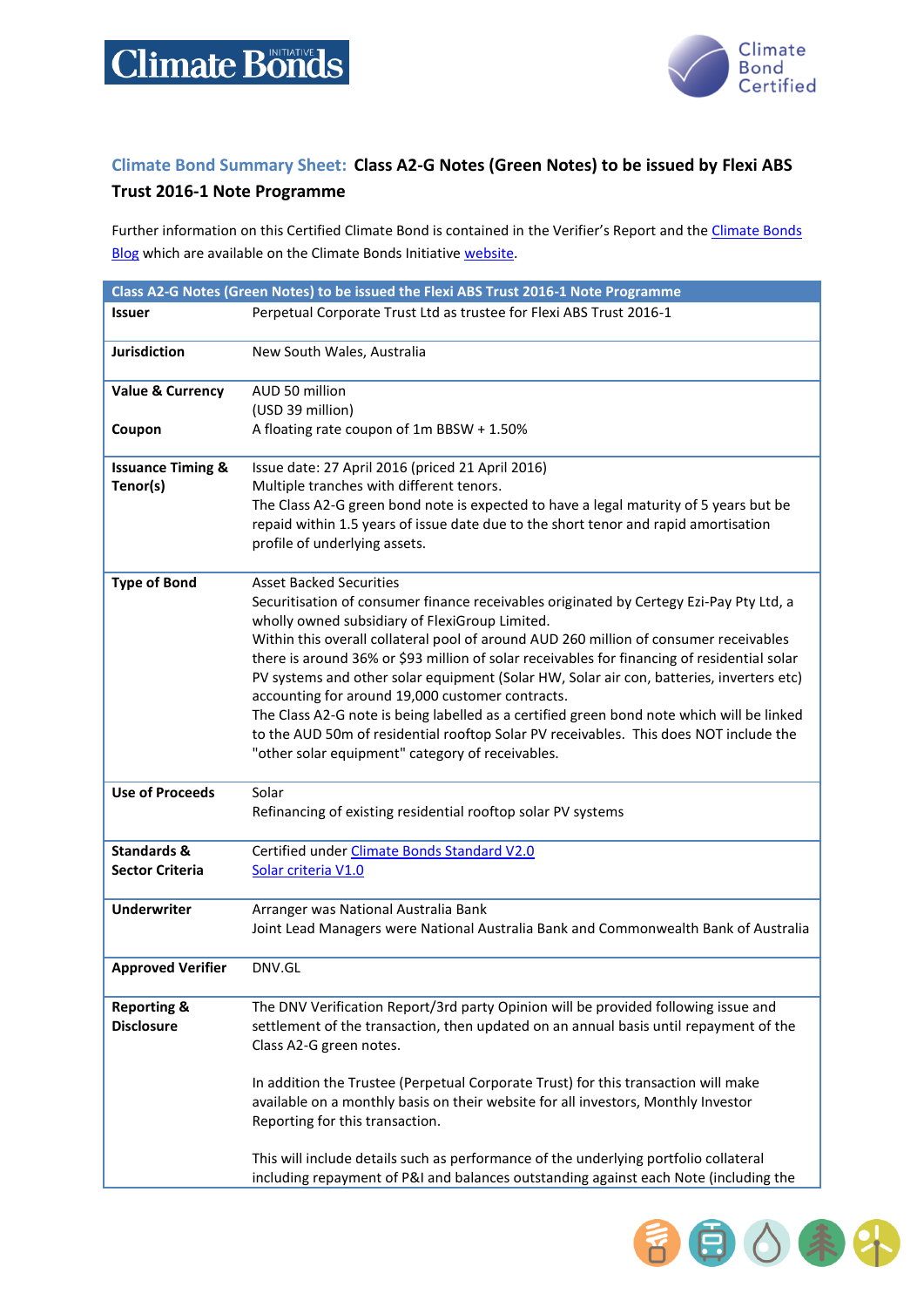## Climate Bond Summary Sheet: Class A2-G Notes (Green Notes) to be issued by Flexi ABS Trust 2016-1 Note Programme

Further information on this Certified Climate Bond is contained in the Verifier's Report and the Climate Bonds Blog which are available on the Climate Bonds Initiative website.

| Class A2-G Notes (Green Notes) to be issued the Flexi ABS Trust 2016-1 Note Programme | |
|---|---|
| **Issuer** | Perpetual Corporate Trust Ltd as trustee for Flexi ABS Trust 2016-1 |
| **Jurisdiction** | New South Wales, Australia |
| **Value & Currency**<br><br>**Coupon** | AUD 50 million<br>(USD 39 million)<br>A floating rate coupon of 1m BBSW + 1.50% |
| **Issuance Timing & Tenor(s)** | Issue date: 27 April 2016 (priced 21 April 2016)<br>Multiple tranches with different tenors.<br>The Class A2-G green bond note is expected to have a legal maturity of 5 years but be repaid within 1.5 years of issue date due to the short tenor and rapid amortisation profile of underlying assets. |
| **Type of Bond** | Asset Backed Securities<br>Securitisation of consumer finance receivables originated by Certegy Ezi-Pay Pty Ltd, a wholly owned subsidiary of FlexiGroup Limited.<br>Within this overall collateral pool of around AUD 260 million of consumer receivables there is around 36% or $93 million of solar receivables for financing of residential solar PV systems and other solar equipment (Solar HW, Solar air con, batteries, inverters etc) accounting for around 19,000 customer contracts.<br>The Class A2-G note is being labelled as a certified green bond note which will be linked to the AUD 50m of residential rooftop Solar PV receivables. This does NOT include the "other solar equipment" category of receivables. |
| **Use of Proceeds** | Solar<br>Refinancing of existing residential rooftop solar PV systems |
| **Standards & Sector Criteria** | Certified under Climate Bonds Standard V2.0<br>Solar criteria V1.0 |
| **Underwriter** | Arranger was National Australia Bank<br>Joint Lead Managers were National Australia Bank and Commonwealth Bank of Australia |
| **Approved Verifier** | DNV.GL |
| **Reporting & Disclosure** | The DNV Verification Report/3rd party Opinion will be provided following issue and settlement of the transaction, then updated on an annual basis until repayment of the Class A2-G green notes.<br><br>In addition the Trustee (Perpetual Corporate Trust) for this transaction will make available on a monthly basis on their website for all investors, Monthly Investor Reporting for this transaction.<br><br>This will include details such as performance of the underlying portfolio collateral including repayment of P&I and balances outstanding against each Note (including the |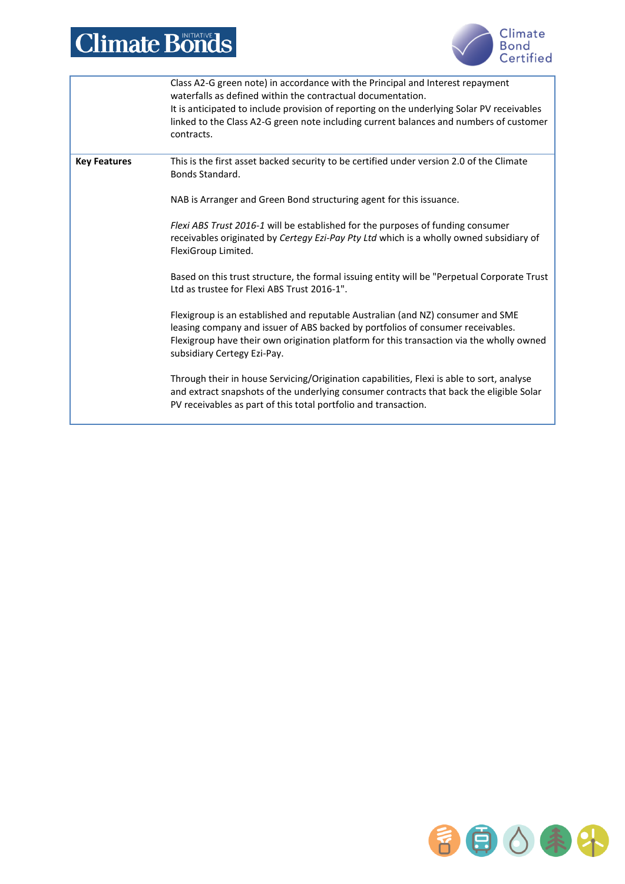| | |
|---|---|
| | Class A2-G green note) in accordance with the Principal and Interest repayment waterfalls as defined within the contractual documentation.<br>It is anticipated to include provision of reporting on the underlying Solar PV receivables linked to the Class A2-G green note including current balances and numbers of customer contracts. |
| **Key Features** | This is the first asset backed security to be certified under version 2.0 of the Climate Bonds Standard.<br><br>NAB is Arranger and Green Bond structuring agent for this issuance.<br><br>*Flexi ABS Trust 2016-1* will be established for the purposes of funding consumer receivables originated by *Certegy Ezi-Pay Pty Ltd* which is a wholly owned subsidiary of FlexiGroup Limited.<br><br>Based on this trust structure, the formal issuing entity will be "Perpetual Corporate Trust Ltd as trustee for Flexi ABS Trust 2016-1".<br><br>Flexigroup is an established and reputable Australian (and NZ) consumer and SME leasing company and issuer of ABS backed by portfolios of consumer receivables. Flexigroup have their own origination platform for this transaction via the wholly owned subsidiary Certegy Ezi-Pay.<br><br>Through their in house Servicing/Origination capabilities, Flexi is able to sort, analyse and extract snapshots of the underlying consumer contracts that back the eligible Solar PV receivables as part of this total portfolio and transaction. |